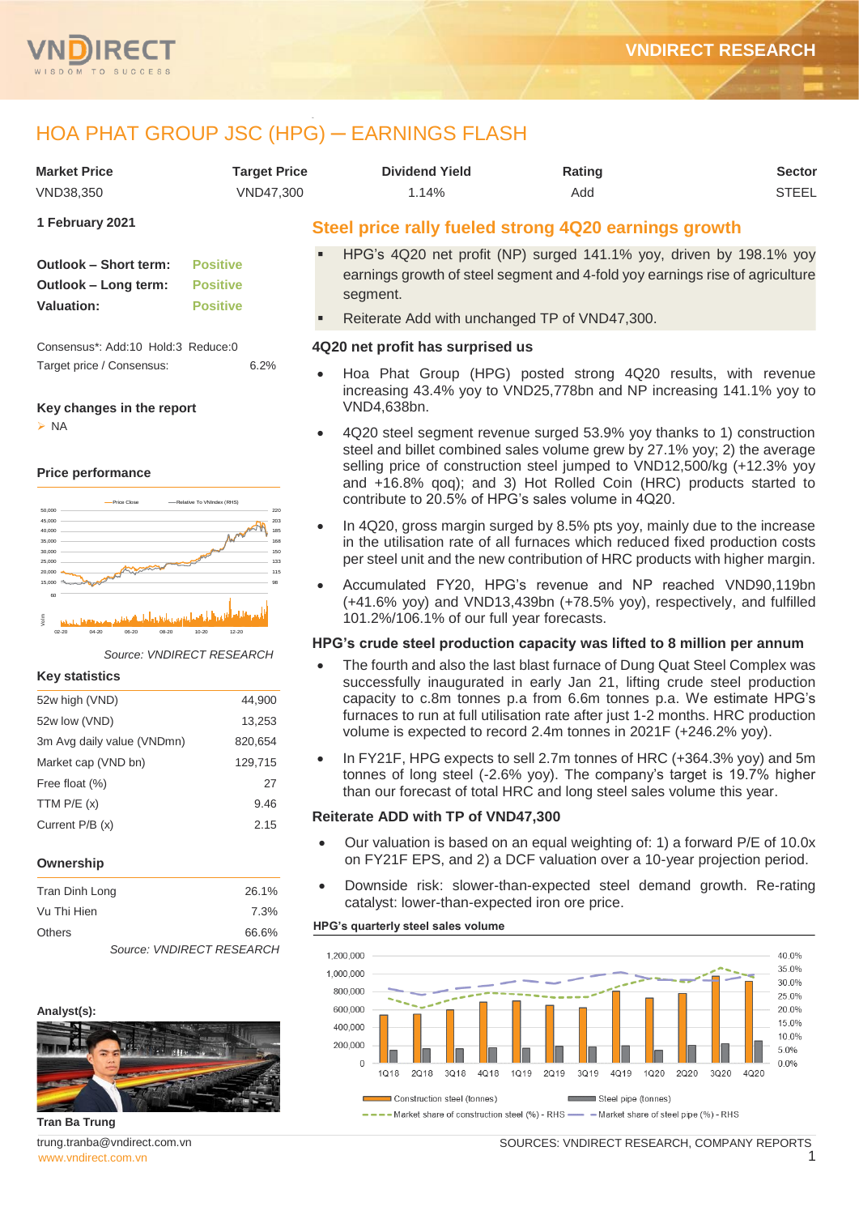# HOA PHAT GROUP JSC (HPG) ─ EARNINGS FLASH

| Market Price | Target Price | Dividend Yield | Rating | Sector |
|---|---|---|---|---|
| VND38,350 | VND47,300 | 1.14% | Add | STEEL |

**1 February 2021**

| | |
|---|---|
| **Outlook – Short term:** | **Positive** |
| **Outlook – Long term:** | **Positive** |
| **Valuation:** | **Positive** |

Consensus*: Add:10 Hold:3 Reduce:0

Target price / Consensus: 6.2%

**Key changes in the report**

- NA

**Price performance**

*Source: VNDIRECT RESEARCH*

**Key statistics**

| | |
|---|---|
| 52w high (VND) | 44,900 |
| 52w low (VND) | 13,253 |
| 3m Avg daily value (VNDmn) | 820,654 |
| Market cap (VND bn) | 129,715 |
| Free float (%) | 27 |
| TTM P/E (x) | 9.46 |
| Current P/B (x) | 2.15 |

**Ownership**

| | |
|---|---|
| Tran Dinh Long | 26.1% |
| Vu Thi Hien | 7.3% |
| Others | 66.6% |

*Source: VNDIRECT RESEARCH*

**Analyst(s):**

**Tran Ba Trung**

trung.tranba@vndirect.com.vn

## Steel price rally fueled strong 4Q20 earnings growth

- HPG's 4Q20 net profit (NP) surged 141.1% yoy, driven by 198.1% yoy earnings growth of steel segment and 4-fold yoy earnings rise of agriculture segment.
- Reiterate Add with unchanged TP of VND47,300.

### 4Q20 net profit has surprised us

- Hoa Phat Group (HPG) posted strong 4Q20 results, with revenue increasing 43.4% yoy to VND25,778bn and NP increasing 141.1% yoy to VND4,638bn.
- 4Q20 steel segment revenue surged 53.9% yoy thanks to 1) construction steel and billet combined sales volume grew by 27.1% yoy; 2) the average selling price of construction steel jumped to VND12,500/kg (+12.3% yoy and +16.8% qoq); and 3) Hot Rolled Coin (HRC) products started to contribute to 20.5% of HPG's sales volume in 4Q20.
- In 4Q20, gross margin surged by 8.5% pts yoy, mainly due to the increase in the utilisation rate of all furnaces which reduced fixed production costs per steel unit and the new contribution of HRC products with higher margin.
- Accumulated FY20, HPG's revenue and NP reached VND90,119bn (+41.6% yoy) and VND13,439bn (+78.5% yoy), respectively, and fulfilled 101.2%/106.1% of our full year forecasts.

### HPG's crude steel production capacity was lifted to 8 million per annum

- The fourth and also the last blast furnace of Dung Quat Steel Complex was successfully inaugurated in early Jan 21, lifting crude steel production capacity to c.8m tonnes p.a from 6.6m tonnes p.a. We estimate HPG's furnaces to run at full utilisation rate after just 1-2 months. HRC production volume is expected to record 2.4m tonnes in 2021F (+246.2% yoy).
- In FY21F, HPG expects to sell 2.7m tonnes of HRC (+364.3% yoy) and 5m tonnes of long steel (-2.6% yoy). The company's target is 19.7% higher than our forecast of total HRC and long steel sales volume this year.

### Reiterate ADD with TP of VND47,300

- Our valuation is based on an equal weighting of: 1) a forward P/E of 10.0x on FY21F EPS, and 2) a DCF valuation over a 10-year projection period.
- Downside risk: slower-than-expected steel demand growth. Re-rating catalyst: lower-than-expected iron ore price.

**HPG's quarterly steel sales volume**

SOURCES: VNDIRECT RESEARCH, COMPANY REPORTS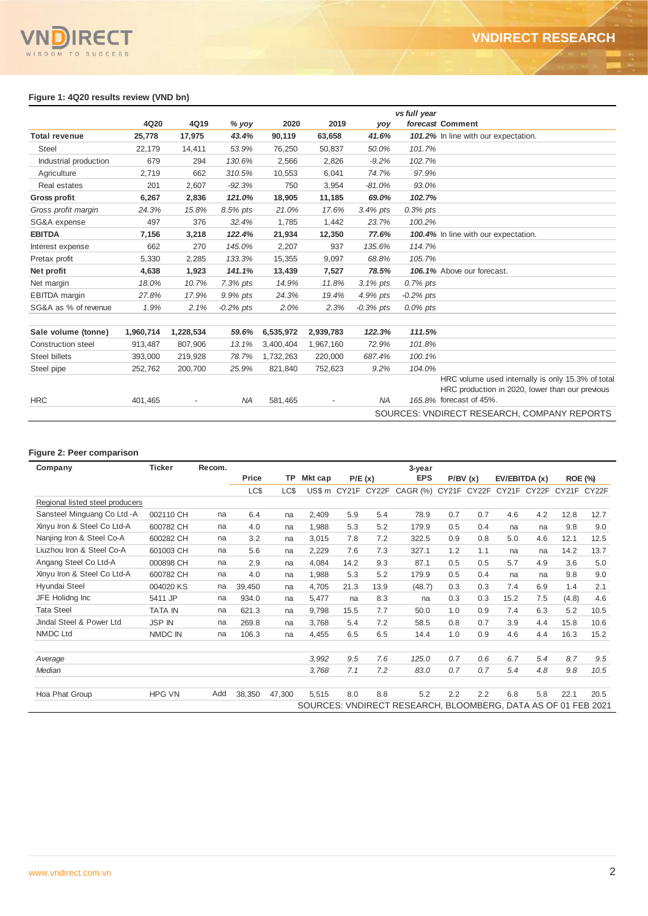**Figure 1: 4Q20 results review (VND bn)**

| | 4Q20 | 4Q19 | % yoy | 2020 | 2019 | yoy | vs full year forecast | Comment |
|---|---|---|---|---|---|---|---|---|
| **Total revenue** | **25,778** | **17,975** | ***43.4%*** | **90,119** | **63,658** | ***41.6%*** | ***101.2%*** | In line with our expectation. |
| Steel | 22,179 | 14,411 | *53.9%* | 76,250 | 50,837 | *50.0%* | *101.7%* | |
| Industrial production | 679 | 294 | *130.6%* | 2,566 | 2,826 | *-9.2%* | *102.7%* | |
| Agriculture | 2,719 | 662 | *310.5%* | 10,553 | 6,041 | *74.7%* | *97.9%* | |
| Real estates | 201 | 2,607 | *-92.3%* | 750 | 3,954 | *-81.0%* | *93.0%* | |
| **Gross profit** | **6,267** | **2,836** | ***121.0%*** | **18,905** | **11,185** | ***69.0%*** | ***102.7%*** | |
| *Gross profit margin* | *24.3%* | *15.8%* | *8.5% pts* | *21.0%* | *17.6%* | *3.4% pts* | *0.3% pts* | |
| SG&A expense | 497 | 376 | *32.4%* | 1,785 | 1,442 | *23.7%* | *100.2%* | |
| **EBITDA** | **7,156** | **3,218** | ***122.4%*** | **21,934** | **12,350** | ***77.6%*** | ***100.4%*** | In line with our expectation. |
| Interest expense | 662 | 270 | *145.0%* | 2,207 | 937 | *135.6%* | *114.7%* | |
| Pretax profit | 5,330 | 2,285 | *133.3%* | 15,355 | 9,097 | *68.8%* | *105.7%* | |
| **Net profit** | **4,638** | **1,923** | ***141.1%*** | **13,439** | **7,527** | ***78.5%*** | ***106.1%*** | Above our forecast. |
| Net margin | *18.0%* | *10.7%* | *7.3% pts* | *14.9%* | *11.8%* | *3.1% pts* | *0.7% pts* | |
| EBITDA margin | *27.8%* | *17.9%* | *9.9% pts* | *24.3%* | *19.4%* | *4.9% pts* | *-0.2% pts* | |
| SG&A as % of revenue | *1.9%* | *2.1%* | *-0.2% pts* | *2.0%* | *2.3%* | *-0.3% pts* | *0.0% pts* | |
| | | | | | | | | |
| **Sale volume (tonne)** | **1,960,714** | **1,228,534** | ***59.6%*** | **6,535,972** | **2,939,783** | ***122.3%*** | ***111.5%*** | |
| Construction steel | 913,487 | 807,906 | *13.1%* | 3,400,404 | 1,967,160 | *72.9%* | *101.8%* | |
| Steel billets | 393,000 | 219,928 | *78.7%* | 1,732,263 | 220,000 | *687.4%* | *100.1%* | |
| Steel pipe | 252,762 | 200,700 | *25.9%* | 821,840 | 752,623 | *9.2%* | *104.0%* | |
| HRC | 401,465 | - | *NA* | 581,465 | - | *NA* | *165.8%* | HRC volume used internally is only 15.3% of total HRC production in 2020, lower than our previous forecast of 45%. |

SOURCES: VNDIRECT RESEARCH, COMPANY REPORTS

**Figure 2: Peer comparison**

| Company | Ticker | Recom. | Price | TP | Mkt cap | P/E (x) | | 3-year EPS | P/BV (x) | | EV/EBITDA (x) | | ROE (%) | |
|---|---|---|---|---|---|---|---|---|---|---|---|---|---|---|
| | | | LC$ | LC$ | US$ m | CY21F | CY22F | CAGR (%) | CY21F | CY22F | CY21F | CY22F | CY21F | CY22F |
| Regional listed steel producers | | | | | | | | | | | | | | |
| Sansteel Minguang Co Ltd -A | 002110 CH | na | 6.4 | na | 2,409 | 5.9 | 5.4 | 78.9 | 0.7 | 0.7 | 4.6 | 4.2 | 12.8 | 12.7 |
| Xinyu Iron & Steel Co Ltd-A | 600782 CH | na | 4.0 | na | 1,988 | 5.3 | 5.2 | 179.9 | 0.5 | 0.4 | na | na | 9.8 | 9.0 |
| Nanjing Iron & Steel Co-A | 600282 CH | na | 3.2 | na | 3,015 | 7.8 | 7.2 | 322.5 | 0.9 | 0.8 | 5.0 | 4.6 | 12.1 | 12.5 |
| Liuzhou Iron & Steel Co-A | 601003 CH | na | 5.6 | na | 2,229 | 7.6 | 7.3 | 327.1 | 1.2 | 1.1 | na | na | 14.2 | 13.7 |
| Angang Steel Co Ltd-A | 000898 CH | na | 2.9 | na | 4,084 | 14.2 | 9.3 | 87.1 | 0.5 | 0.5 | 5.7 | 4.9 | 3.6 | 5.0 |
| Xinyu Iron & Steel Co Ltd-A | 600782 CH | na | 4.0 | na | 1,988 | 5.3 | 5.2 | 179.9 | 0.5 | 0.4 | na | na | 9.8 | 9.0 |
| Hyundai Steel | 004020 KS | na | 39,450 | na | 4,705 | 21.3 | 13.9 | (48.7) | 0.3 | 0.3 | 7.4 | 6.9 | 1.4 | 2.1 |
| JFE Holidng Inc | 5411 JP | na | 934.0 | na | 5,477 | na | 8.3 | na | 0.3 | 0.3 | 15.2 | 7.5 | (4.8) | 4.6 |
| Tata Steel | TATA IN | na | 621.3 | na | 9,798 | 15.5 | 7.7 | 50.0 | 1.0 | 0.9 | 7.4 | 6.3 | 5.2 | 10.5 |
| Jindal Steel & Power Ltd | JSP IN | na | 269.8 | na | 3,768 | 5.4 | 7.2 | 58.5 | 0.8 | 0.7 | 3.9 | 4.4 | 15.8 | 10.6 |
| NMDC Ltd | NMDC IN | na | 106.3 | na | 4,455 | 6.5 | 6.5 | 14.4 | 1.0 | 0.9 | 4.6 | 4.4 | 16.3 | 15.2 |
| | | | | | | | | | | | | | | |
| *Average* | | | | | *3,992* | *9.5* | *7.6* | *125.0* | *0.7* | *0.6* | *6.7* | *5.4* | *8.7* | *9.5* |
| *Median* | | | | | *3,768* | *7.1* | *7.2* | *83.0* | *0.7* | *0.7* | *5.4* | *4.8* | *9.8* | *10.5* |
| | | | | | | | | | | | | | | |
| Hoa Phat Group | HPG VN | Add | 38,350 | 47,300 | 5,515 | 8.0 | 8.8 | 5.2 | 2.2 | 2.2 | 6.8 | 5.8 | 22.1 | 20.5 |

SOURCES: VNDIRECT RESEARCH, BLOOMBERG, DATA AS OF 01 FEB 2021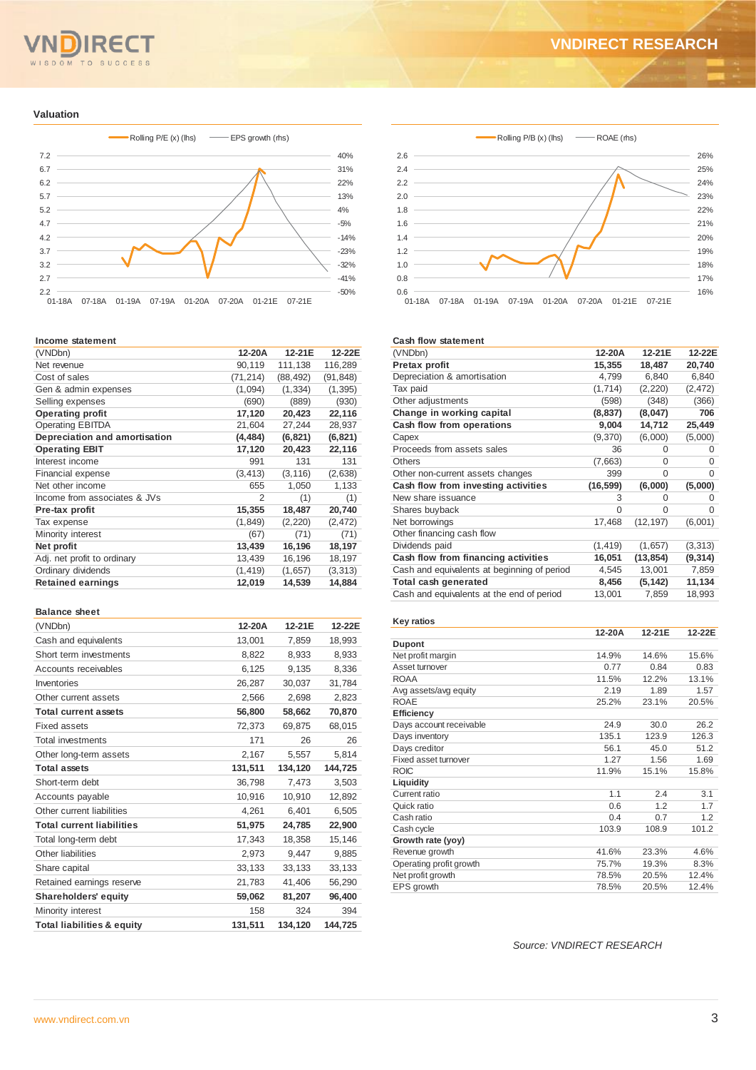## Valuation

Rolling P/E (x) (lhs) — EPS growth (rhs)

Rolling P/B (x) (lhs) — ROAE (rhs)

### Income statement

| (VNDbn) | 12-20A | 12-21E | 12-22E |
|---|---|---|---|
| Net revenue | 90,119 | 111,138 | 116,289 |
| Cost of sales | (71,214) | (88,492) | (91,848) |
| Gen & admin expenses | (1,094) | (1,334) | (1,395) |
| Selling expenses | (690) | (889) | (930) |
| **Operating profit** | **17,120** | **20,423** | **22,116** |
| Operating EBITDA | 21,604 | 27,244 | 28,937 |
| **Depreciation and amortisation** | **(4,484)** | **(6,821)** | **(6,821)** |
| **Operating EBIT** | **17,120** | **20,423** | **22,116** |
| Interest income | 991 | 131 | 131 |
| Financial expense | (3,413) | (3,116) | (2,638) |
| Net other income | 655 | 1,050 | 1,133 |
| Income from associates & JVs | 2 | (1) | (1) |
| **Pre-tax profit** | **15,355** | **18,487** | **20,740** |
| Tax expense | (1,849) | (2,220) | (2,472) |
| Minority interest | (67) | (71) | (71) |
| **Net profit** | **13,439** | **16,196** | **18,197** |
| Adj. net profit to ordinary | 13,439 | 16,196 | 18,197 |
| Ordinary dividends | (1,419) | (1,657) | (3,313) |
| **Retained earnings** | **12,019** | **14,539** | **14,884** |

### Balance sheet

| (VNDbn) | 12-20A | 12-21E | 12-22E |
|---|---|---|---|
| Cash and equivalents | 13,001 | 7,859 | 18,993 |
| Short term investments | 8,822 | 8,933 | 8,933 |
| Accounts receivables | 6,125 | 9,135 | 8,336 |
| Inventories | 26,287 | 30,037 | 31,784 |
| Other current assets | 2,566 | 2,698 | 2,823 |
| **Total current assets** | **56,800** | **58,662** | **70,870** |
| Fixed assets | 72,373 | 69,875 | 68,015 |
| Total investments | 171 | 26 | 26 |
| Other long-term assets | 2,167 | 5,557 | 5,814 |
| **Total assets** | **131,511** | **134,120** | **144,725** |
| Short-term debt | 36,798 | 7,473 | 3,503 |
| Accounts payable | 10,916 | 10,910 | 12,892 |
| Other current liabilities | 4,261 | 6,401 | 6,505 |
| **Total current liabilities** | **51,975** | **24,785** | **22,900** |
| Total long-term debt | 17,343 | 18,358 | 15,146 |
| Other liabilities | 2,973 | 9,447 | 9,885 |
| Share capital | 33,133 | 33,133 | 33,133 |
| Retained earnings reserve | 21,783 | 41,406 | 56,290 |
| **Shareholders' equity** | **59,062** | **81,207** | **96,400** |
| Minority interest | 158 | 324 | 394 |
| **Total liabilities & equity** | **131,511** | **134,120** | **144,725** |

### Cash flow statement

| (VNDbn) | 12-20A | 12-21E | 12-22E |
|---|---|---|---|
| **Pretax profit** | **15,355** | **18,487** | **20,740** |
| Depreciation & amortisation | 4,799 | 6,840 | 6,840 |
| Tax paid | (1,714) | (2,220) | (2,472) |
| Other adjustments | (598) | (348) | (366) |
| **Change in working capital** | **(8,837)** | **(8,047)** | **706** |
| **Cash flow from operations** | **9,004** | **14,712** | **25,449** |
| Capex | (9,370) | (6,000) | (5,000) |
| Proceeds from assets sales | 36 | 0 | 0 |
| Others | (7,663) | 0 | 0 |
| Other non-current assets changes | 399 | 0 | 0 |
| **Cash flow from investing activities** | **(16,599)** | **(6,000)** | **(5,000)** |
| New share issuance | 3 | 0 | 0 |
| Shares buyback | 0 | 0 | 0 |
| Net borrowings | 17,468 | (12,197) | (6,001) |
| Other financing cash flow | | | |
| Dividends paid | (1,419) | (1,657) | (3,313) |
| **Cash flow from financing activities** | **16,051** | **(13,854)** | **(9,314)** |
| Cash and equivalents at beginning of period | 4,545 | 13,001 | 7,859 |
| **Total cash generated** | **8,456** | **(5,142)** | **11,134** |
| Cash and equivalents at the end of period | 13,001 | 7,859 | 18,993 |

### Key ratios

| | 12-20A | 12-21E | 12-22E |
|---|---|---|---|
| **Dupont** | | | |
| Net profit margin | 14.9% | 14.6% | 15.6% |
| Asset turnover | 0.77 | 0.84 | 0.83 |
| ROAA | 11.5% | 12.2% | 13.1% |
| Avg assets/avg equity | 2.19 | 1.89 | 1.57 |
| ROAE | 25.2% | 23.1% | 20.5% |
| **Efficiency** | | | |
| Days account receivable | 24.9 | 30.0 | 26.2 |
| Days inventory | 135.1 | 123.9 | 126.3 |
| Days creditor | 56.1 | 45.0 | 51.2 |
| Fixed asset turnover | 1.27 | 1.56 | 1.69 |
| ROIC | 11.9% | 15.1% | 15.8% |
| **Liquidity** | | | |
| Current ratio | 1.1 | 2.4 | 3.1 |
| Quick ratio | 0.6 | 1.2 | 1.7 |
| Cash ratio | 0.4 | 0.7 | 1.2 |
| Cash cycle | 103.9 | 108.9 | 101.2 |
| **Growth rate (yoy)** | | | |
| Revenue growth | 41.6% | 23.3% | 4.6% |
| Operating profit growth | 75.7% | 19.3% | 8.3% |
| Net profit growth | 78.5% | 20.5% | 12.4% |
| EPS growth | 78.5% | 20.5% | 12.4% |

*Source: VNDIRECT RESEARCH*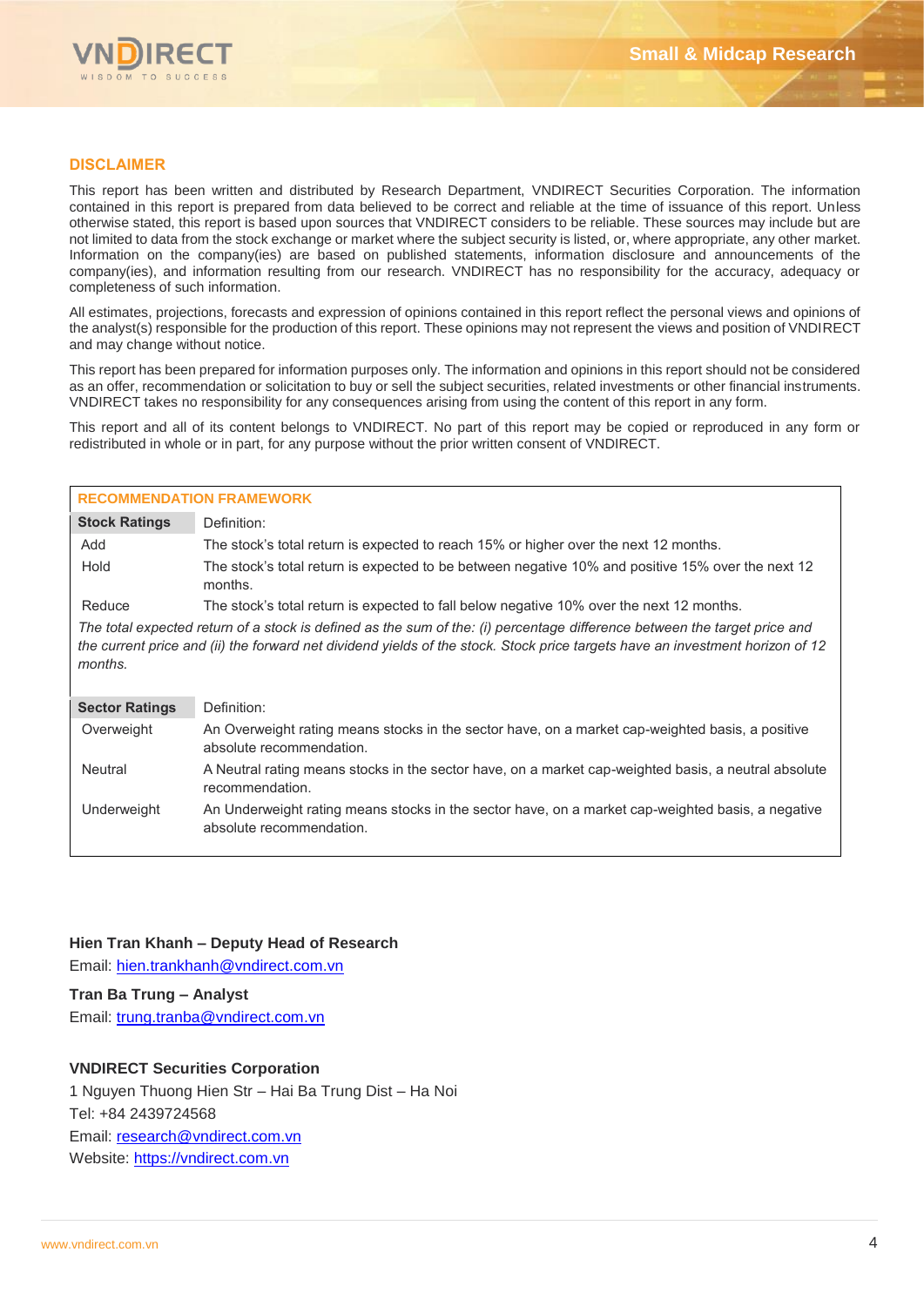## DISCLAIMER

This report has been written and distributed by Research Department, VNDIRECT Securities Corporation. The information contained in this report is prepared from data believed to be correct and reliable at the time of issuance of this report. Unless otherwise stated, this report is based upon sources that VNDIRECT considers to be reliable. These sources may include but are not limited to data from the stock exchange or market where the subject security is listed, or, where appropriate, any other market. Information on the company(ies) are based on published statements, information disclosure and announcements of the company(ies), and information resulting from our research. VNDIRECT has no responsibility for the accuracy, adequacy or completeness of such information.

All estimates, projections, forecasts and expression of opinions contained in this report reflect the personal views and opinions of the analyst(s) responsible for the production of this report. These opinions may not represent the views and position of VNDIRECT and may change without notice.

This report has been prepared for information purposes only. The information and opinions in this report should not be considered as an offer, recommendation or solicitation to buy or sell the subject securities, related investments or other financial instruments. VNDIRECT takes no responsibility for any consequences arising from using the content of this report in any form.

This report and all of its content belongs to VNDIRECT. No part of this report may be copied or reproduced in any form or redistributed in whole or in part, for any purpose without the prior written consent of VNDIRECT.

### RECOMMENDATION FRAMEWORK

| **Stock Ratings** | Definition: |
|---|---|
| Add | The stock's total return is expected to reach 15% or higher over the next 12 months. |
| Hold | The stock's total return is expected to be between negative 10% and positive 15% over the next 12 months. |
| Reduce | The stock's total return is expected to fall below negative 10% over the next 12 months. |

*The total expected return of a stock is defined as the sum of the: (i) percentage difference between the target price and the current price and (ii) the forward net dividend yields of the stock. Stock price targets have an investment horizon of 12 months.*

| **Sector Ratings** | Definition: |
|---|---|
| Overweight | An Overweight rating means stocks in the sector have, on a market cap-weighted basis, a positive absolute recommendation. |
| Neutral | A Neutral rating means stocks in the sector have, on a market cap-weighted basis, a neutral absolute recommendation. |
| Underweight | An Underweight rating means stocks in the sector have, on a market cap-weighted basis, a negative absolute recommendation. |

**Hien Tran Khanh – Deputy Head of Research**
Email: hien.trankhanh@vndirect.com.vn

**Tran Ba Trung – Analyst**
Email: trung.tranba@vndirect.com.vn

**VNDIRECT Securities Corporation**
1 Nguyen Thuong Hien Str – Hai Ba Trung Dist – Ha Noi
Tel: +84 2439724568
Email: research@vndirect.com.vn
Website: https://vndirect.com.vn